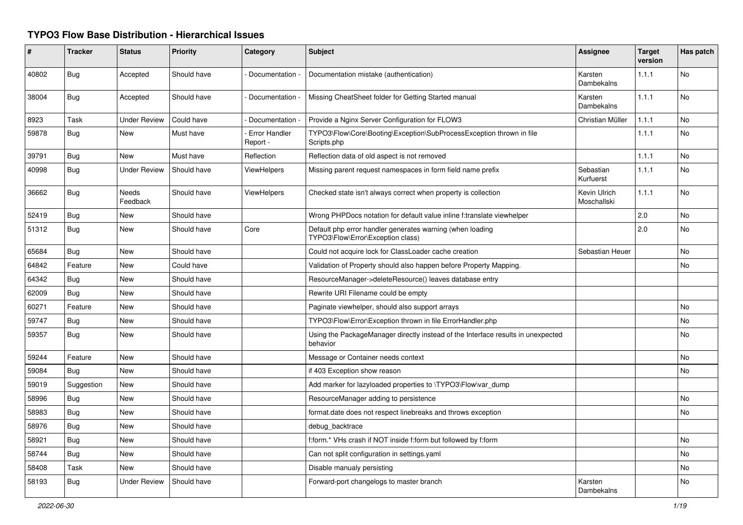# TYPO3 Flow Base Distribution - Hierarchical Issues

| # | Tracker | Status | Priority | Category | Subject | Assignee | Target version | Has patch |
|---|---|---|---|---|---|---|---|---|
| 40802 | Bug | Accepted | Should have | - Documentation - | Documentation mistake (authentication) | Karsten Dambekalns | 1.1.1 | No |
| 38004 | Bug | Accepted | Should have | - Documentation - | Missing CheatSheet folder for Getting Started manual | Karsten Dambekalns | 1.1.1 | No |
| 8923 | Task | Under Review | Could have | - Documentation - | Provide a Nginx Server Configuration for FLOW3 | Christian Müller | 1.1.1 | No |
| 59878 | Bug | New | Must have | - Error Handler Report - | TYPO3\Flow\Core\Booting\Exception\SubProcessException thrown in file Scripts.php | | 1.1.1 | No |
| 39791 | Bug | New | Must have | Reflection | Reflection data of old aspect is not removed | | 1.1.1 | No |
| 40998 | Bug | Under Review | Should have | ViewHelpers | Missing parent request namespaces in form field name prefix | Sebastian Kurfuerst | 1.1.1 | No |
| 36662 | Bug | Needs Feedback | Should have | ViewHelpers | Checked state isn't always correct when property is collection | Kevin Ulrich Moschallski | 1.1.1 | No |
| 52419 | Bug | New | Should have | | Wrong PHPDocs notation for default value inline f:translate viewhelper | | 2.0 | No |
| 51312 | Bug | New | Should have | Core | Default php error handler generates warning (when loading TYPO3\Flow\Error\Exception class) | | 2.0 | No |
| 65684 | Bug | New | Should have | | Could not acquire lock for ClassLoader cache creation | Sebastian Heuer | | No |
| 64842 | Feature | New | Could have | | Validation of Property should also happen before Property Mapping. | | | No |
| 64342 | Bug | New | Should have | | ResourceManager->deleteResource() leaves database entry | | | |
| 62009 | Bug | New | Should have | | Rewrite URI Filename could be empty | | | |
| 60271 | Feature | New | Should have | | Paginate viewhelper, should also support arrays | | | No |
| 59747 | Bug | New | Should have | | TYPO3\Flow\Error\Exception thrown in file ErrorHandler.php | | | No |
| 59357 | Bug | New | Should have | | Using the PackageManager directly instead of the Interface results in unexpected behavior | | | No |
| 59244 | Feature | New | Should have | | Message or Container needs context | | | No |
| 59084 | Bug | New | Should have | | if 403 Exception show reason | | | No |
| 59019 | Suggestion | New | Should have | | Add marker for lazyloaded properties to \TYPO3\Flow\var_dump | | | |
| 58996 | Bug | New | Should have | | ResourceManager adding to persistence | | | No |
| 58983 | Bug | New | Should have | | format.date does not respect linebreaks and throws exception | | | No |
| 58976 | Bug | New | Should have | | debug_backtrace | | | |
| 58921 | Bug | New | Should have | | f:form.* VHs crash if NOT inside f:form but followed by f:form | | | No |
| 58744 | Bug | New | Should have | | Can not split configuration in settings.yaml | | | No |
| 58408 | Task | New | Should have | | Disable manualy persisting | | | No |
| 58193 | Bug | Under Review | Should have | | Forward-port changelogs to master branch | Karsten Dambekalns | | No |

2022-06-30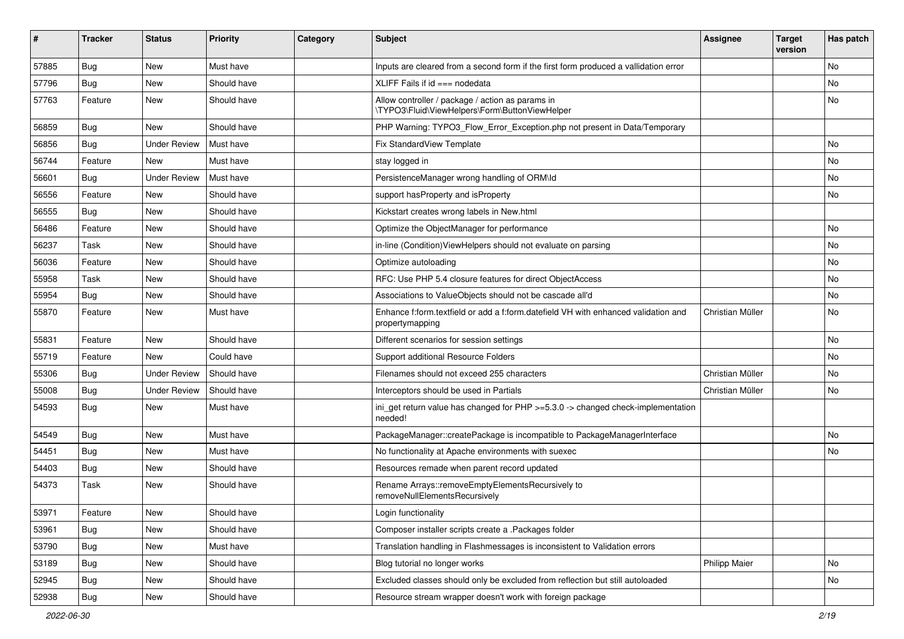| # | Tracker | Status | Priority | Category | Subject | Assignee | Target version | Has patch |
|---|---|---|---|---|---|---|---|---|
| 57885 | Bug | New | Must have | | Inputs are cleared from a second form if the first form produced a vallidation error | | | No |
| 57796 | Bug | New | Should have | | XLIFF Fails if id === nodedata | | | No |
| 57763 | Feature | New | Should have | | Allow controller / package / action as params in \TYPO3\Fluid\ViewHelpers\Form\ButtonViewHelper | | | No |
| 56859 | Bug | New | Should have | | PHP Warning: TYPO3_Flow_Error_Exception.php not present in Data/Temporary | | | |
| 56856 | Bug | Under Review | Must have | | Fix StandardView Template | | | No |
| 56744 | Feature | New | Must have | | stay logged in | | | No |
| 56601 | Bug | Under Review | Must have | | PersistenceManager wrong handling of ORM\Id | | | No |
| 56556 | Feature | New | Should have | | support hasProperty and isProperty | | | No |
| 56555 | Bug | New | Should have | | Kickstart creates wrong labels in New.html | | | |
| 56486 | Feature | New | Should have | | Optimize the ObjectManager for performance | | | No |
| 56237 | Task | New | Should have | | in-line (Condition)ViewHelpers should not evaluate on parsing | | | No |
| 56036 | Feature | New | Should have | | Optimize autoloading | | | No |
| 55958 | Task | New | Should have | | RFC: Use PHP 5.4 closure features for direct ObjectAccess | | | No |
| 55954 | Bug | New | Should have | | Associations to ValueObjects should not be cascade all'd | | | No |
| 55870 | Feature | New | Must have | | Enhance f:form.textfield or add a f:form.datefield VH with enhanced validation and propertymapping | Christian Müller | | No |
| 55831 | Feature | New | Should have | | Different scenarios for session settings | | | No |
| 55719 | Feature | New | Could have | | Support additional Resource Folders | | | No |
| 55306 | Bug | Under Review | Should have | | Filenames should not exceed 255 characters | Christian Müller | | No |
| 55008 | Bug | Under Review | Should have | | Interceptors should be used in Partials | Christian Müller | | No |
| 54593 | Bug | New | Must have | | ini_get return value has changed for PHP >=5.3.0 -> changed check-implementation needed! | | | |
| 54549 | Bug | New | Must have | | PackageManager::createPackage is incompatible to PackageManagerInterface | | | No |
| 54451 | Bug | New | Must have | | No functionality at Apache environments with suexec | | | No |
| 54403 | Bug | New | Should have | | Resources remade when parent record updated | | | |
| 54373 | Task | New | Should have | | Rename Arrays::removeEmptyElementsRecursively to removeNullElementsRecursively | | | |
| 53971 | Feature | New | Should have | | Login functionality | | | |
| 53961 | Bug | New | Should have | | Composer installer scripts create a .Packages folder | | | |
| 53790 | Bug | New | Must have | | Translation handling in Flashmessages is inconsistent to Validation errors | | | |
| 53189 | Bug | New | Should have | | Blog tutorial no longer works | Philipp Maier | | No |
| 52945 | Bug | New | Should have | | Excluded classes should only be excluded from reflection but still autoloaded | | | No |
| 52938 | Bug | New | Should have | | Resource stream wrapper doesn't work with foreign package | | | |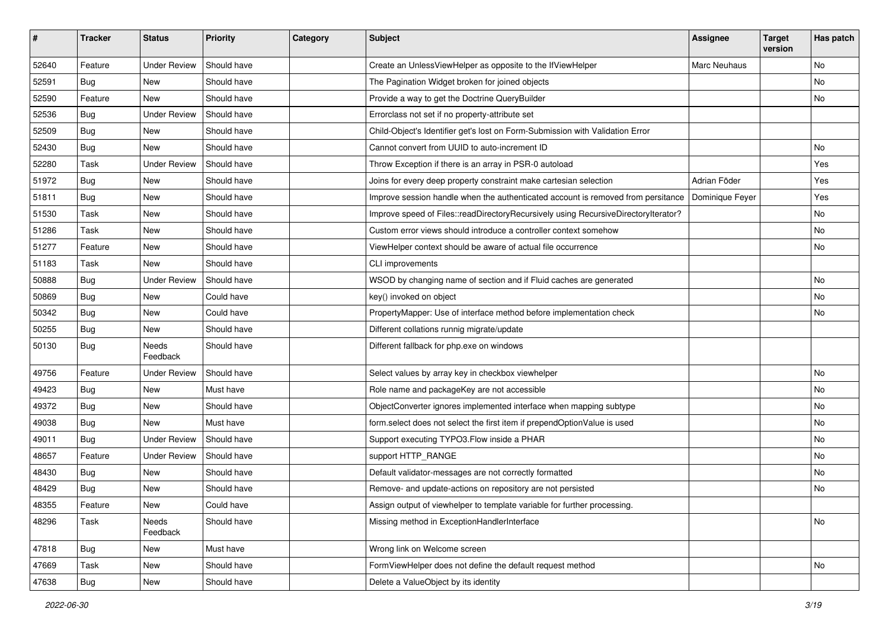| # | Tracker | Status | Priority | Category | Subject | Assignee | Target version | Has patch |
|---|---|---|---|---|---|---|---|---|
| 52640 | Feature | Under Review | Should have | | Create an UnlessViewHelper as opposite to the IfViewHelper | Marc Neuhaus | | No |
| 52591 | Bug | New | Should have | | The Pagination Widget broken for joined objects | | | No |
| 52590 | Feature | New | Should have | | Provide a way to get the Doctrine QueryBuilder | | | No |
| 52536 | Bug | Under Review | Should have | | Errorclass not set if no property-attribute set | | | |
| 52509 | Bug | New | Should have | | Child-Object's Identifier get's lost on Form-Submission with Validation Error | | | |
| 52430 | Bug | New | Should have | | Cannot convert from UUID to auto-increment ID | | | No |
| 52280 | Task | Under Review | Should have | | Throw Exception if there is an array in PSR-0 autoload | | | Yes |
| 51972 | Bug | New | Should have | | Joins for every deep property constraint make cartesian selection | Adrian Föder | | Yes |
| 51811 | Bug | New | Should have | | Improve session handle when the authenticated account is removed from persitance | Dominique Feyer | | Yes |
| 51530 | Task | New | Should have | | Improve speed of Files::readDirectoryRecursively using RecursiveDirectoryIterator? | | | No |
| 51286 | Task | New | Should have | | Custom error views should introduce a controller context somehow | | | No |
| 51277 | Feature | New | Should have | | ViewHelper context should be aware of actual file occurrence | | | No |
| 51183 | Task | New | Should have | | CLI improvements | | | |
| 50888 | Bug | Under Review | Should have | | WSOD by changing name of section and if Fluid caches are generated | | | No |
| 50869 | Bug | New | Could have | | key() invoked on object | | | No |
| 50342 | Bug | New | Could have | | PropertyMapper: Use of interface method before implementation check | | | No |
| 50255 | Bug | New | Should have | | Different collations runnig migrate/update | | | |
| 50130 | Bug | Needs Feedback | Should have | | Different fallback for php.exe on windows | | | |
| 49756 | Feature | Under Review | Should have | | Select values by array key in checkbox viewhelper | | | No |
| 49423 | Bug | New | Must have | | Role name and packageKey are not accessible | | | No |
| 49372 | Bug | New | Should have | | ObjectConverter ignores implemented interface when mapping subtype | | | No |
| 49038 | Bug | New | Must have | | form.select does not select the first item if prependOptionValue is used | | | No |
| 49011 | Bug | Under Review | Should have | | Support executing TYPO3.Flow inside a PHAR | | | No |
| 48657 | Feature | Under Review | Should have | | support HTTP_RANGE | | | No |
| 48430 | Bug | New | Should have | | Default validator-messages are not correctly formatted | | | No |
| 48429 | Bug | New | Should have | | Remove- and update-actions on repository are not persisted | | | No |
| 48355 | Feature | New | Could have | | Assign output of viewhelper to template variable for further processing. | | | |
| 48296 | Task | Needs Feedback | Should have | | Missing method in ExceptionHandlerInterface | | | No |
| 47818 | Bug | New | Must have | | Wrong link on Welcome screen | | | |
| 47669 | Task | New | Should have | | FormViewHelper does not define the default request method | | | No |
| 47638 | Bug | New | Should have | | Delete a ValueObject by its identity | | | |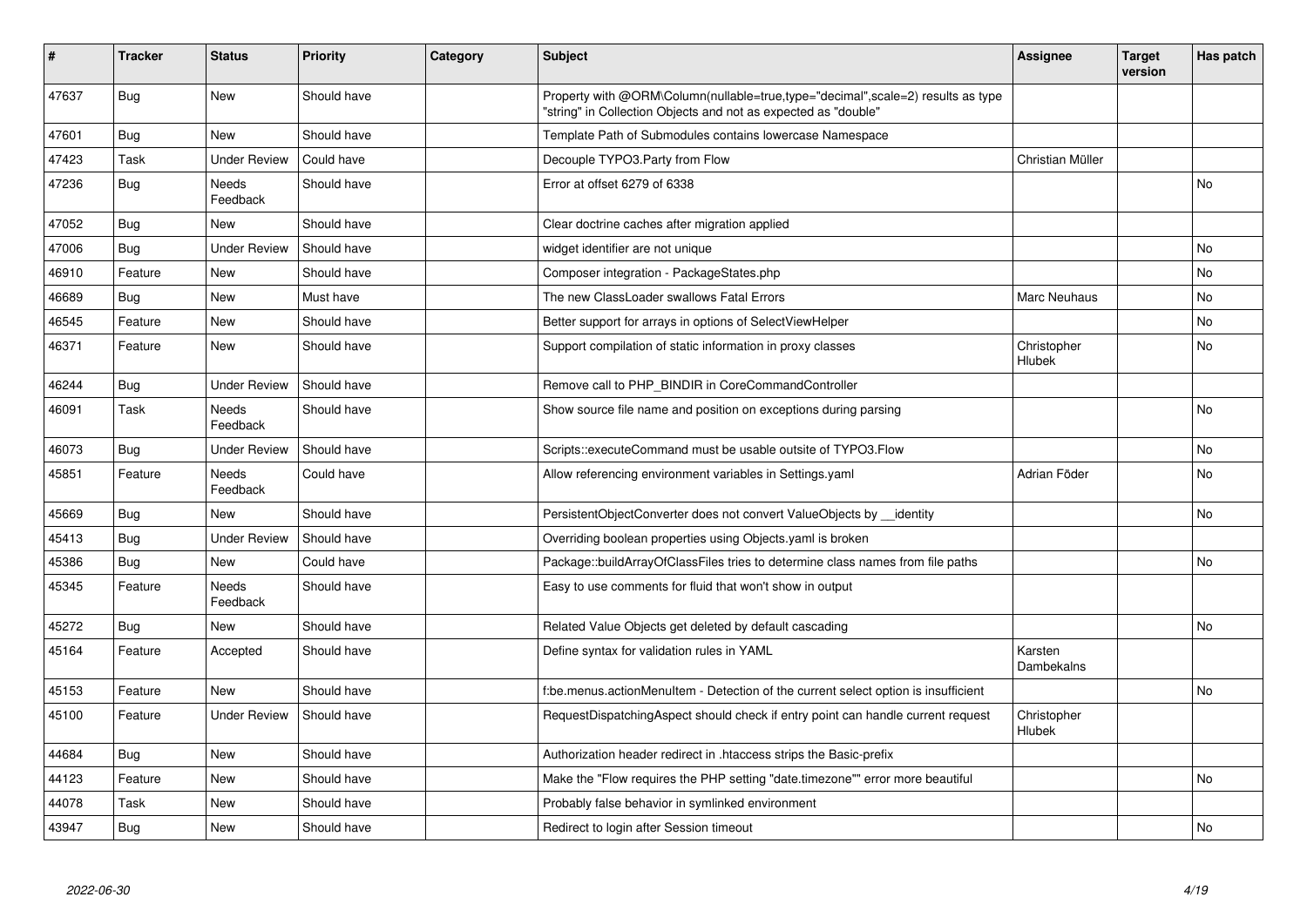| # | Tracker | Status | Priority | Category | Subject | Assignee | Target version | Has patch |
|---|---|---|---|---|---|---|---|---|
| 47637 | Bug | New | Should have | | Property with @ORM\Column(nullable=true,type="decimal",scale=2) results as type "string" in Collection Objects and not as expected as "double" | | | |
| 47601 | Bug | New | Should have | | Template Path of Submodules contains lowercase Namespace | | | |
| 47423 | Task | Under Review | Could have | | Decouple TYPO3.Party from Flow | Christian Müller | | |
| 47236 | Bug | Needs Feedback | Should have | | Error at offset 6279 of 6338 | | | No |
| 47052 | Bug | New | Should have | | Clear doctrine caches after migration applied | | | |
| 47006 | Bug | Under Review | Should have | | widget identifier are not unique | | | No |
| 46910 | Feature | New | Should have | | Composer integration - PackageStates.php | | | No |
| 46689 | Bug | New | Must have | | The new ClassLoader swallows Fatal Errors | Marc Neuhaus | | No |
| 46545 | Feature | New | Should have | | Better support for arrays in options of SelectViewHelper | | | No |
| 46371 | Feature | New | Should have | | Support compilation of static information in proxy classes | Christopher Hlubek | | No |
| 46244 | Bug | Under Review | Should have | | Remove call to PHP_BINDIR in CoreCommandController | | | |
| 46091 | Task | Needs Feedback | Should have | | Show source file name and position on exceptions during parsing | | | No |
| 46073 | Bug | Under Review | Should have | | Scripts::executeCommand must be usable outsite of TYPO3.Flow | | | No |
| 45851 | Feature | Needs Feedback | Could have | | Allow referencing environment variables in Settings.yaml | Adrian Föder | | No |
| 45669 | Bug | New | Should have | | PersistentObjectConverter does not convert ValueObjects by __identity | | | No |
| 45413 | Bug | Under Review | Should have | | Overriding boolean properties using Objects.yaml is broken | | | |
| 45386 | Bug | New | Could have | | Package::buildArrayOfClassFiles tries to determine class names from file paths | | | No |
| 45345 | Feature | Needs Feedback | Should have | | Easy to use comments for fluid that won't show in output | | | |
| 45272 | Bug | New | Should have | | Related Value Objects get deleted by default cascading | | | No |
| 45164 | Feature | Accepted | Should have | | Define syntax for validation rules in YAML | Karsten Dambekalns | | |
| 45153 | Feature | New | Should have | | f:be.menus.actionMenuItem - Detection of the current select option is insufficient | | | No |
| 45100 | Feature | Under Review | Should have | | RequestDispatchingAspect should check if entry point can handle current request | Christopher Hlubek | | |
| 44684 | Bug | New | Should have | | Authorization header redirect in .htaccess strips the Basic-prefix | | | |
| 44123 | Feature | New | Should have | | Make the "Flow requires the PHP setting "date.timezone"" error more beautiful | | | No |
| 44078 | Task | New | Should have | | Probably false behavior in symlinked environment | | | |
| 43947 | Bug | New | Should have | | Redirect to login after Session timeout | | | No |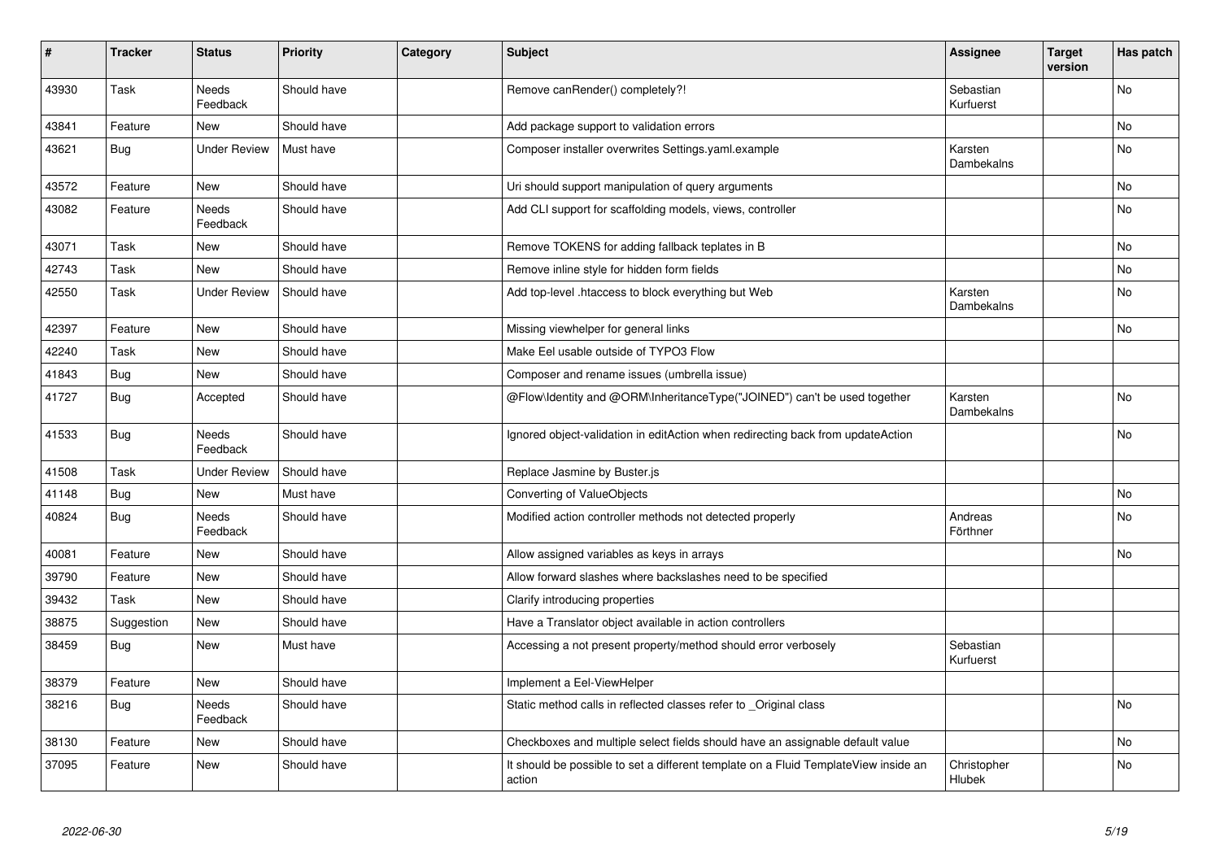| # | Tracker | Status | Priority | Category | Subject | Assignee | Target version | Has patch |
|---|---|---|---|---|---|---|---|---|
| 43930 | Task | Needs Feedback | Should have | | Remove canRender() completely?! | Sebastian Kurfuerst | | No |
| 43841 | Feature | New | Should have | | Add package support to validation errors | | | No |
| 43621 | Bug | Under Review | Must have | | Composer installer overwrites Settings.yaml.example | Karsten Dambekalns | | No |
| 43572 | Feature | New | Should have | | Uri should support manipulation of query arguments | | | No |
| 43082 | Feature | Needs Feedback | Should have | | Add CLI support for scaffolding models, views, controller | | | No |
| 43071 | Task | New | Should have | | Remove TOKENS for adding fallback teplates in B | | | No |
| 42743 | Task | New | Should have | | Remove inline style for hidden form fields | | | No |
| 42550 | Task | Under Review | Should have | | Add top-level .htaccess to block everything but Web | Karsten Dambekalns | | No |
| 42397 | Feature | New | Should have | | Missing viewhelper for general links | | | No |
| 42240 | Task | New | Should have | | Make Eel usable outside of TYPO3 Flow | | | |
| 41843 | Bug | New | Should have | | Composer and rename issues (umbrella issue) | | | |
| 41727 | Bug | Accepted | Should have | | @Flow\Identity and @ORM\InheritanceType("JOINED") can't be used together | Karsten Dambekalns | | No |
| 41533 | Bug | Needs Feedback | Should have | | Ignored object-validation in editAction when redirecting back from updateAction | | | No |
| 41508 | Task | Under Review | Should have | | Replace Jasmine by Buster.js | | | |
| 41148 | Bug | New | Must have | | Converting of ValueObjects | | | No |
| 40824 | Bug | Needs Feedback | Should have | | Modified action controller methods not detected properly | Andreas Förthner | | No |
| 40081 | Feature | New | Should have | | Allow assigned variables as keys in arrays | | | No |
| 39790 | Feature | New | Should have | | Allow forward slashes where backslashes need to be specified | | | |
| 39432 | Task | New | Should have | | Clarify introducing properties | | | |
| 38875 | Suggestion | New | Should have | | Have a Translator object available in action controllers | | | |
| 38459 | Bug | New | Must have | | Accessing a not present property/method should error verbosely | Sebastian Kurfuerst | | |
| 38379 | Feature | New | Should have | | Implement a Eel-ViewHelper | | | |
| 38216 | Bug | Needs Feedback | Should have | | Static method calls in reflected classes refer to _Original class | | | No |
| 38130 | Feature | New | Should have | | Checkboxes and multiple select fields should have an assignable default value | | | No |
| 37095 | Feature | New | Should have | | It should be possible to set a different template on a Fluid TemplateView inside an action | Christopher Hlubek | | No |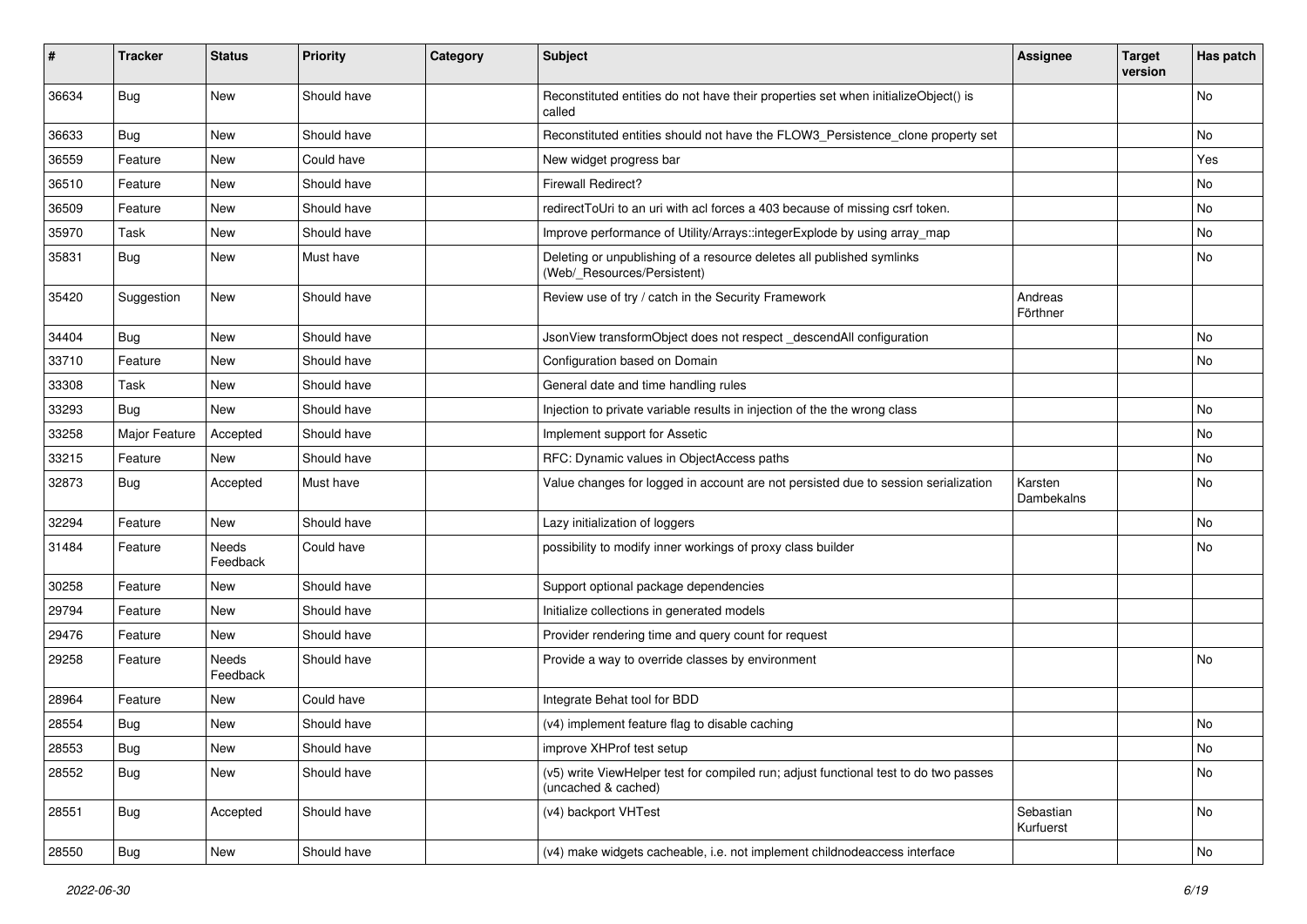| # | Tracker | Status | Priority | Category | Subject | Assignee | Target version | Has patch |
|---|---|---|---|---|---|---|---|---|
| 36634 | Bug | New | Should have | | Reconstituted entities do not have their properties set when initializeObject() is called | | | No |
| 36633 | Bug | New | Should have | | Reconstituted entities should not have the FLOW3_Persistence_clone property set | | | No |
| 36559 | Feature | New | Could have | | New widget progress bar | | | Yes |
| 36510 | Feature | New | Should have | | Firewall Redirect? | | | No |
| 36509 | Feature | New | Should have | | redirectToUri to an uri with acl forces a 403 because of missing csrf token. | | | No |
| 35970 | Task | New | Should have | | Improve performance of Utility/Arrays::integerExplode by using array_map | | | No |
| 35831 | Bug | New | Must have | | Deleting or unpublishing of a resource deletes all published symlinks (Web/_Resources/Persistent) | | | No |
| 35420 | Suggestion | New | Should have | | Review use of try / catch in the Security Framework | Andreas Förthner | | |
| 34404 | Bug | New | Should have | | JsonView transformObject does not respect _descendAll configuration | | | No |
| 33710 | Feature | New | Should have | | Configuration based on Domain | | | No |
| 33308 | Task | New | Should have | | General date and time handling rules | | | |
| 33293 | Bug | New | Should have | | Injection to private variable results in injection of the the wrong class | | | No |
| 33258 | Major Feature | Accepted | Should have | | Implement support for Assetic | | | No |
| 33215 | Feature | New | Should have | | RFC: Dynamic values in ObjectAccess paths | | | No |
| 32873 | Bug | Accepted | Must have | | Value changes for logged in account are not persisted due to session serialization | Karsten Dambekalns | | No |
| 32294 | Feature | New | Should have | | Lazy initialization of loggers | | | No |
| 31484 | Feature | Needs Feedback | Could have | | possibility to modify inner workings of proxy class builder | | | No |
| 30258 | Feature | New | Should have | | Support optional package dependencies | | | |
| 29794 | Feature | New | Should have | | Initialize collections in generated models | | | |
| 29476 | Feature | New | Should have | | Provider rendering time and query count for request | | | |
| 29258 | Feature | Needs Feedback | Should have | | Provide a way to override classes by environment | | | No |
| 28964 | Feature | New | Could have | | Integrate Behat tool for BDD | | | |
| 28554 | Bug | New | Should have | | (v4) implement feature flag to disable caching | | | No |
| 28553 | Bug | New | Should have | | improve XHProf test setup | | | No |
| 28552 | Bug | New | Should have | | (v5) write ViewHelper test for compiled run; adjust functional test to do two passes (uncached & cached) | | | No |
| 28551 | Bug | Accepted | Should have | | (v4) backport VHTest | Sebastian Kurfuerst | | No |
| 28550 | Bug | New | Should have | | (v4) make widgets cacheable, i.e. not implement childnodeaccess interface | | | No |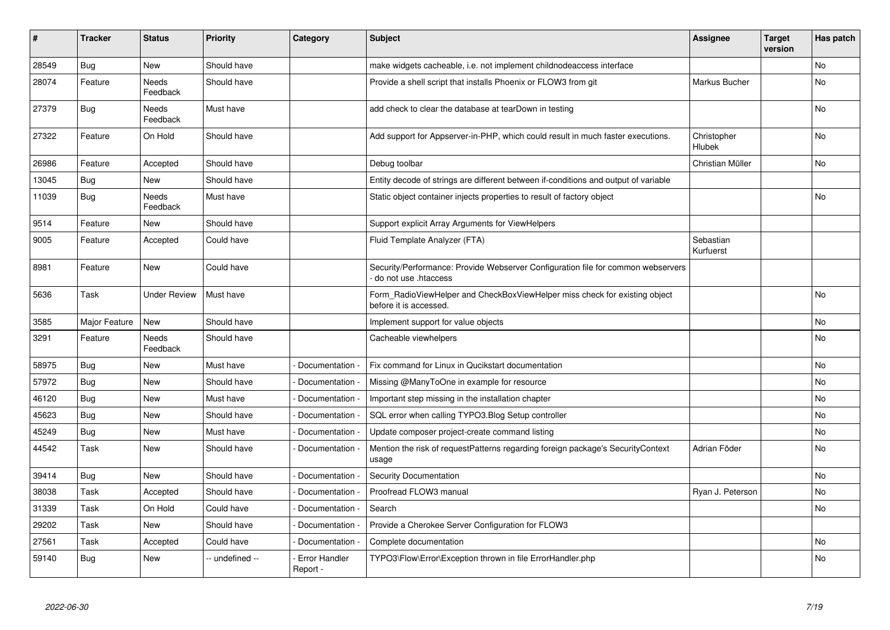| # | Tracker | Status | Priority | Category | Subject | Assignee | Target version | Has patch |
|---|---|---|---|---|---|---|---|---|
| 28549 | Bug | New | Should have | | make widgets cacheable, i.e. not implement childnodeaccess interface | | | No |
| 28074 | Feature | Needs Feedback | Should have | | Provide a shell script that installs Phoenix or FLOW3 from git | Markus Bucher | | No |
| 27379 | Bug | Needs Feedback | Must have | | add check to clear the database at tearDown in testing | | | No |
| 27322 | Feature | On Hold | Should have | | Add support for Appserver-in-PHP, which could result in much faster executions. | Christopher Hlubek | | No |
| 26986 | Feature | Accepted | Should have | | Debug toolbar | Christian Müller | | No |
| 13045 | Bug | New | Should have | | Entity decode of strings are different between if-conditions and output of variable | | | |
| 11039 | Bug | Needs Feedback | Must have | | Static object container injects properties to result of factory object | | | No |
| 9514 | Feature | New | Should have | | Support explicit Array Arguments for ViewHelpers | | | |
| 9005 | Feature | Accepted | Could have | | Fluid Template Analyzer (FTA) | Sebastian Kurfuerst | | |
| 8981 | Feature | New | Could have | | Security/Performance: Provide Webserver Configuration file for common webservers - do not use .htaccess | | | |
| 5636 | Task | Under Review | Must have | | Form_RadioViewHelper and CheckBoxViewHelper miss check for existing object before it is accessed. | | | No |
| 3585 | Major Feature | New | Should have | | Implement support for value objects | | | No |
| 3291 | Feature | Needs Feedback | Should have | | Cacheable viewhelpers | | | No |
| 58975 | Bug | New | Must have | - Documentation - | Fix command for Linux in Qucikstart documentation | | | No |
| 57972 | Bug | New | Should have | - Documentation - | Missing @ManyToOne in example for resource | | | No |
| 46120 | Bug | New | Must have | - Documentation - | Important step missing in the installation chapter | | | No |
| 45623 | Bug | New | Should have | - Documentation - | SQL error when calling TYPO3.Blog Setup controller | | | No |
| 45249 | Bug | New | Must have | - Documentation - | Update composer project-create command listing | | | No |
| 44542 | Task | New | Should have | - Documentation - | Mention the risk of requestPatterns regarding foreign package's SecurityContext usage | Adrian Föder | | No |
| 39414 | Bug | New | Should have | - Documentation - | Security Documentation | | | No |
| 38038 | Task | Accepted | Should have | - Documentation - | Proofread FLOW3 manual | Ryan J. Peterson | | No |
| 31339 | Task | On Hold | Could have | - Documentation - | Search | | | No |
| 29202 | Task | New | Should have | - Documentation - | Provide a Cherokee Server Configuration for FLOW3 | | | |
| 27561 | Task | Accepted | Could have | - Documentation - | Complete documentation | | | No |
| 59140 | Bug | New | -- undefined -- | - Error Handler Report - | TYPO3\Flow\Error\Exception thrown in file ErrorHandler.php | | | No |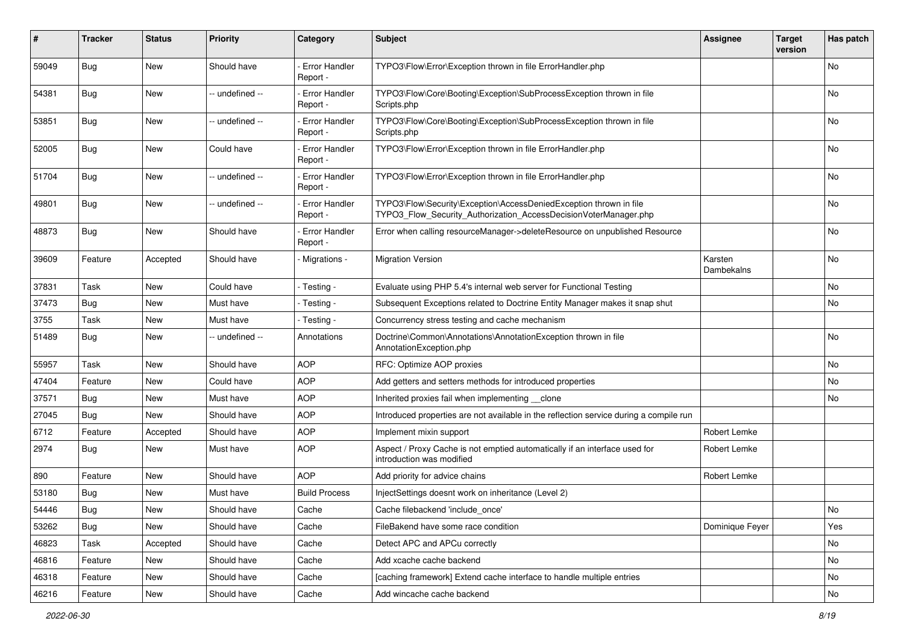| # | Tracker | Status | Priority | Category | Subject | Assignee | Target version | Has patch |
|---|---|---|---|---|---|---|---|---|
| 59049 | Bug | New | Should have | - Error Handler Report - | TYPO3\Flow\Error\Exception thrown in file ErrorHandler.php | | | No |
| 54381 | Bug | New | -- undefined -- | - Error Handler Report - | TYPO3\Flow\Core\Booting\Exception\SubProcessException thrown in file Scripts.php | | | No |
| 53851 | Bug | New | -- undefined -- | - Error Handler Report - | TYPO3\Flow\Core\Booting\Exception\SubProcessException thrown in file Scripts.php | | | No |
| 52005 | Bug | New | Could have | - Error Handler Report - | TYPO3\Flow\Error\Exception thrown in file ErrorHandler.php | | | No |
| 51704 | Bug | New | -- undefined -- | - Error Handler Report - | TYPO3\Flow\Error\Exception thrown in file ErrorHandler.php | | | No |
| 49801 | Bug | New | -- undefined -- | - Error Handler Report - | TYPO3\Flow\Security\Exception\AccessDeniedException thrown in file TYPO3_Flow_Security_Authorization_AccessDecisionVoterManager.php | | | No |
| 48873 | Bug | New | Should have | - Error Handler Report - | Error when calling resourceManager->deleteResource on unpublished Resource | | | No |
| 39609 | Feature | Accepted | Should have | - Migrations - | Migration Version | Karsten Dambekalns | | No |
| 37831 | Task | New | Could have | - Testing - | Evaluate using PHP 5.4's internal web server for Functional Testing | | | No |
| 37473 | Bug | New | Must have | - Testing - | Subsequent Exceptions related to Doctrine Entity Manager makes it snap shut | | | No |
| 3755 | Task | New | Must have | - Testing - | Concurrency stress testing and cache mechanism | | | |
| 51489 | Bug | New | -- undefined -- | Annotations | Doctrine\Common\Annotations\AnnotationException thrown in file AnnotationException.php | | | No |
| 55957 | Task | New | Should have | AOP | RFC: Optimize AOP proxies | | | No |
| 47404 | Feature | New | Could have | AOP | Add getters and setters methods for introduced properties | | | No |
| 37571 | Bug | New | Must have | AOP | Inherited proxies fail when implementing __clone | | | No |
| 27045 | Bug | New | Should have | AOP | Introduced properties are not available in the reflection service during a compile run | | | |
| 6712 | Feature | Accepted | Should have | AOP | Implement mixin support | Robert Lemke | | |
| 2974 | Bug | New | Must have | AOP | Aspect / Proxy Cache is not emptied automatically if an interface used for introduction was modified | Robert Lemke | | |
| 890 | Feature | New | Should have | AOP | Add priority for advice chains | Robert Lemke | | |
| 53180 | Bug | New | Must have | Build Process | InjectSettings doesnt work on inheritance (Level 2) | | | |
| 54446 | Bug | New | Should have | Cache | Cache filebackend 'include_once' | | | No |
| 53262 | Bug | New | Should have | Cache | FileBakend have some race condition | Dominique Feyer | | Yes |
| 46823 | Task | Accepted | Should have | Cache | Detect APC and APCu correctly | | | No |
| 46816 | Feature | New | Should have | Cache | Add xcache cache backend | | | No |
| 46318 | Feature | New | Should have | Cache | [caching framework] Extend cache interface to handle multiple entries | | | No |
| 46216 | Feature | New | Should have | Cache | Add wincache cache backend | | | No |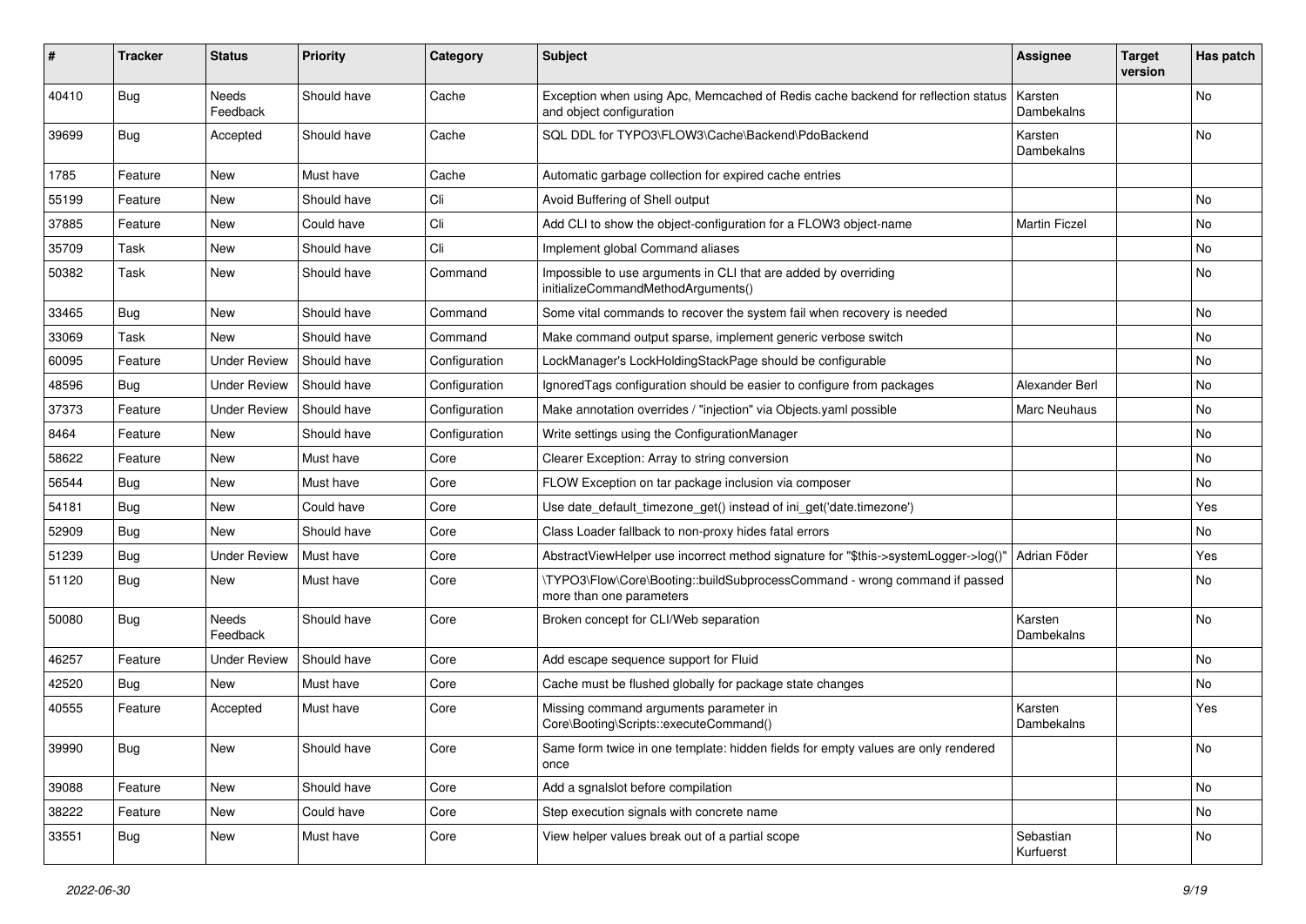| # | Tracker | Status | Priority | Category | Subject | Assignee | Target version | Has patch |
|---|---|---|---|---|---|---|---|---|
| 40410 | Bug | Needs Feedback | Should have | Cache | Exception when using Apc, Memcached of Redis cache backend for reflection status and object configuration | Karsten Dambekalns | | No |
| 39699 | Bug | Accepted | Should have | Cache | SQL DDL for TYPO3\FLOW3\Cache\Backend\PdoBackend | Karsten Dambekalns | | No |
| 1785 | Feature | New | Must have | Cache | Automatic garbage collection for expired cache entries | | | |
| 55199 | Feature | New | Should have | Cli | Avoid Buffering of Shell output | | | No |
| 37885 | Feature | New | Could have | Cli | Add CLI to show the object-configuration for a FLOW3 object-name | Martin Ficzel | | No |
| 35709 | Task | New | Should have | Cli | Implement global Command aliases | | | No |
| 50382 | Task | New | Should have | Command | Impossible to use arguments in CLI that are added by overriding initializeCommandMethodArguments() | | | No |
| 33465 | Bug | New | Should have | Command | Some vital commands to recover the system fail when recovery is needed | | | No |
| 33069 | Task | New | Should have | Command | Make command output sparse, implement generic verbose switch | | | No |
| 60095 | Feature | Under Review | Should have | Configuration | LockManager's LockHoldingStackPage should be configurable | | | No |
| 48596 | Bug | Under Review | Should have | Configuration | IgnoredTags configuration should be easier to configure from packages | Alexander Berl | | No |
| 37373 | Feature | Under Review | Should have | Configuration | Make annotation overrides / "injection" via Objects.yaml possible | Marc Neuhaus | | No |
| 8464 | Feature | New | Should have | Configuration | Write settings using the ConfigurationManager | | | No |
| 58622 | Feature | New | Must have | Core | Clearer Exception: Array to string conversion | | | No |
| 56544 | Bug | New | Must have | Core | FLOW Exception on tar package inclusion via composer | | | No |
| 54181 | Bug | New | Could have | Core | Use date_default_timezone_get() instead of ini_get('date.timezone') | | | Yes |
| 52909 | Bug | New | Should have | Core | Class Loader fallback to non-proxy hides fatal errors | | | No |
| 51239 | Bug | Under Review | Must have | Core | AbstractViewHelper use incorrect method signature for "$this->systemLogger->log()" | Adrian Föder | | Yes |
| 51120 | Bug | New | Must have | Core | \TYPO3\Flow\Core\Booting::buildSubprocessCommand - wrong command if passed more than one parameters | | | No |
| 50080 | Bug | Needs Feedback | Should have | Core | Broken concept for CLI/Web separation | Karsten Dambekalns | | No |
| 46257 | Feature | Under Review | Should have | Core | Add escape sequence support for Fluid | | | No |
| 42520 | Bug | New | Must have | Core | Cache must be flushed globally for package state changes | | | No |
| 40555 | Feature | Accepted | Must have | Core | Missing command arguments parameter in Core\Booting\Scripts::executeCommand() | Karsten Dambekalns | | Yes |
| 39990 | Bug | New | Should have | Core | Same form twice in one template: hidden fields for empty values are only rendered once | | | No |
| 39088 | Feature | New | Should have | Core | Add a sgnalslot before compilation | | | No |
| 38222 | Feature | New | Could have | Core | Step execution signals with concrete name | | | No |
| 33551 | Bug | New | Must have | Core | View helper values break out of a partial scope | Sebastian Kurfuerst | | No |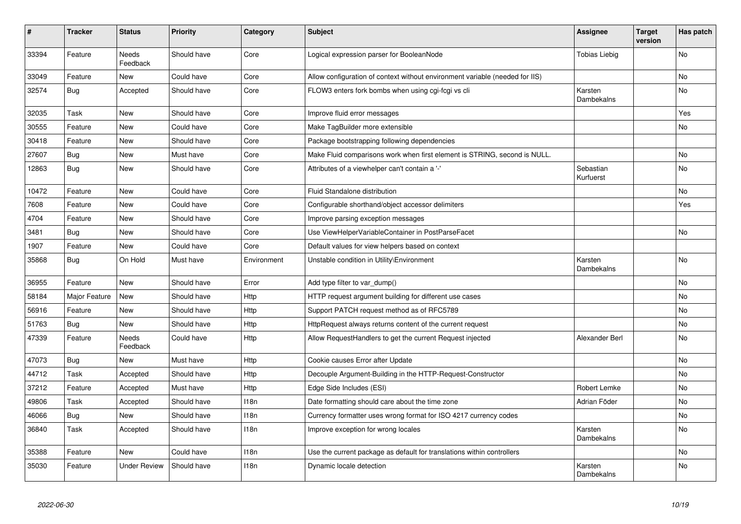| # | Tracker | Status | Priority | Category | Subject | Assignee | Target version | Has patch |
|---|---|---|---|---|---|---|---|---|
| 33394 | Feature | Needs Feedback | Should have | Core | Logical expression parser for BooleanNode | Tobias Liebig | | No |
| 33049 | Feature | New | Could have | Core | Allow configuration of context without environment variable (needed for IIS) | | | No |
| 32574 | Bug | Accepted | Should have | Core | FLOW3 enters fork bombs when using cgi-fcgi vs cli | Karsten Dambekalns | | No |
| 32035 | Task | New | Should have | Core | Improve fluid error messages | | | Yes |
| 30555 | Feature | New | Could have | Core | Make TagBuilder more extensible | | | No |
| 30418 | Feature | New | Should have | Core | Package bootstrapping following dependencies | | | |
| 27607 | Bug | New | Must have | Core | Make Fluid comparisons work when first element is STRING, second is NULL. | | | No |
| 12863 | Bug | New | Should have | Core | Attributes of a viewhelper can't contain a '-' | Sebastian Kurfuerst | | No |
| 10472 | Feature | New | Could have | Core | Fluid Standalone distribution | | | No |
| 7608 | Feature | New | Could have | Core | Configurable shorthand/object accessor delimiters | | | Yes |
| 4704 | Feature | New | Should have | Core | Improve parsing exception messages | | | |
| 3481 | Bug | New | Should have | Core | Use ViewHelperVariableContainer in PostParseFacet | | | No |
| 1907 | Feature | New | Could have | Core | Default values for view helpers based on context | | | |
| 35868 | Bug | On Hold | Must have | Environment | Unstable condition in Utility\Environment | Karsten Dambekalns | | No |
| 36955 | Feature | New | Should have | Error | Add type filter to var_dump() | | | No |
| 58184 | Major Feature | New | Should have | Http | HTTP request argument building for different use cases | | | No |
| 56916 | Feature | New | Should have | Http | Support PATCH request method as of RFC5789 | | | No |
| 51763 | Bug | New | Should have | Http | HttpRequest always returns content of the current request | | | No |
| 47339 | Feature | Needs Feedback | Could have | Http | Allow RequestHandlers to get the current Request injected | Alexander Berl | | No |
| 47073 | Bug | New | Must have | Http | Cookie causes Error after Update | | | No |
| 44712 | Task | Accepted | Should have | Http | Decouple Argument-Building in the HTTP-Request-Constructor | | | No |
| 37212 | Feature | Accepted | Must have | Http | Edge Side Includes (ESI) | Robert Lemke | | No |
| 49806 | Task | Accepted | Should have | I18n | Date formatting should care about the time zone | Adrian Föder | | No |
| 46066 | Bug | New | Should have | I18n | Currency formatter uses wrong format for ISO 4217 currency codes | | | No |
| 36840 | Task | Accepted | Should have | I18n | Improve exception for wrong locales | Karsten Dambekalns | | No |
| 35388 | Feature | New | Could have | I18n | Use the current package as default for translations within controllers | | | No |
| 35030 | Feature | Under Review | Should have | I18n | Dynamic locale detection | Karsten Dambekalns | | No |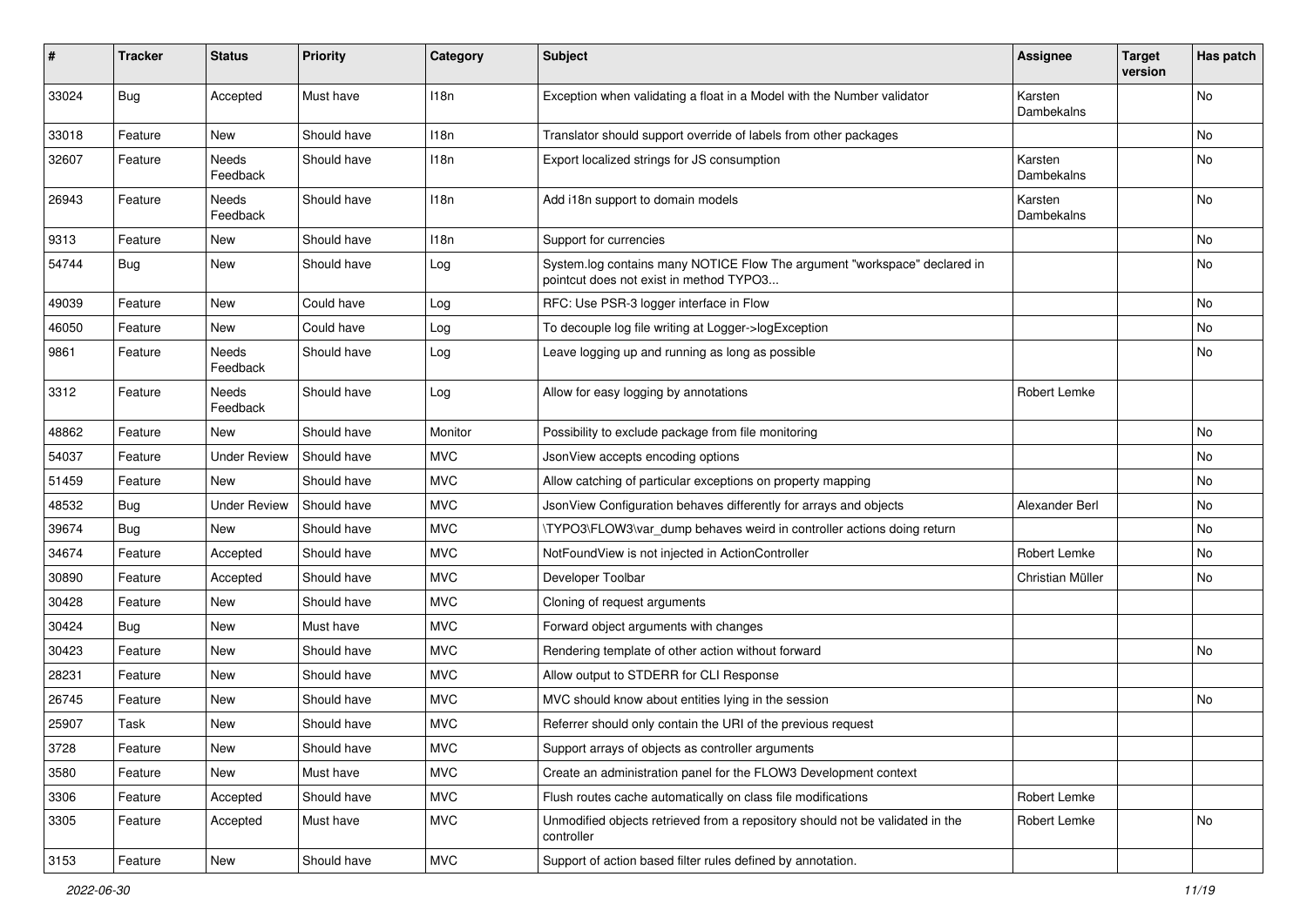| # | Tracker | Status | Priority | Category | Subject | Assignee | Target version | Has patch |
| --- | --- | --- | --- | --- | --- | --- | --- | --- |
| 33024 | Bug | Accepted | Must have | I18n | Exception when validating a float in a Model with the Number validator | Karsten Dambekalns | | No |
| 33018 | Feature | New | Should have | I18n | Translator should support override of labels from other packages | | | No |
| 32607 | Feature | Needs Feedback | Should have | I18n | Export localized strings for JS consumption | Karsten Dambekalns | | No |
| 26943 | Feature | Needs Feedback | Should have | I18n | Add i18n support to domain models | Karsten Dambekalns | | No |
| 9313 | Feature | New | Should have | I18n | Support for currencies | | | No |
| 54744 | Bug | New | Should have | Log | System.log contains many NOTICE Flow The argument "workspace" declared in pointcut does not exist in method TYPO3... | | | No |
| 49039 | Feature | New | Could have | Log | RFC: Use PSR-3 logger interface in Flow | | | No |
| 46050 | Feature | New | Could have | Log | To decouple log file writing at Logger->logException | | | No |
| 9861 | Feature | Needs Feedback | Should have | Log | Leave logging up and running as long as possible | | | No |
| 3312 | Feature | Needs Feedback | Should have | Log | Allow for easy logging by annotations | Robert Lemke | | |
| 48862 | Feature | New | Should have | Monitor | Possibility to exclude package from file monitoring | | | No |
| 54037 | Feature | Under Review | Should have | MVC | JsonView accepts encoding options | | | No |
| 51459 | Feature | New | Should have | MVC | Allow catching of particular exceptions on property mapping | | | No |
| 48532 | Bug | Under Review | Should have | MVC | JsonView Configuration behaves differently for arrays and objects | Alexander Berl | | No |
| 39674 | Bug | New | Should have | MVC | \TYPO3\FLOW3\var_dump behaves weird in controller actions doing return | | | No |
| 34674 | Feature | Accepted | Should have | MVC | NotFoundView is not injected in ActionController | Robert Lemke | | No |
| 30890 | Feature | Accepted | Should have | MVC | Developer Toolbar | Christian Müller | | No |
| 30428 | Feature | New | Should have | MVC | Cloning of request arguments | | | |
| 30424 | Bug | New | Must have | MVC | Forward object arguments with changes | | | |
| 30423 | Feature | New | Should have | MVC | Rendering template of other action without forward | | | No |
| 28231 | Feature | New | Should have | MVC | Allow output to STDERR for CLI Response | | | |
| 26745 | Feature | New | Should have | MVC | MVC should know about entities lying in the session | | | No |
| 25907 | Task | New | Should have | MVC | Referrer should only contain the URI of the previous request | | | |
| 3728 | Feature | New | Should have | MVC | Support arrays of objects as controller arguments | | | |
| 3580 | Feature | New | Must have | MVC | Create an administration panel for the FLOW3 Development context | | | |
| 3306 | Feature | Accepted | Should have | MVC | Flush routes cache automatically on class file modifications | Robert Lemke | | |
| 3305 | Feature | Accepted | Must have | MVC | Unmodified objects retrieved from a repository should not be validated in the controller | Robert Lemke | | No |
| 3153 | Feature | New | Should have | MVC | Support of action based filter rules defined by annotation. | | | |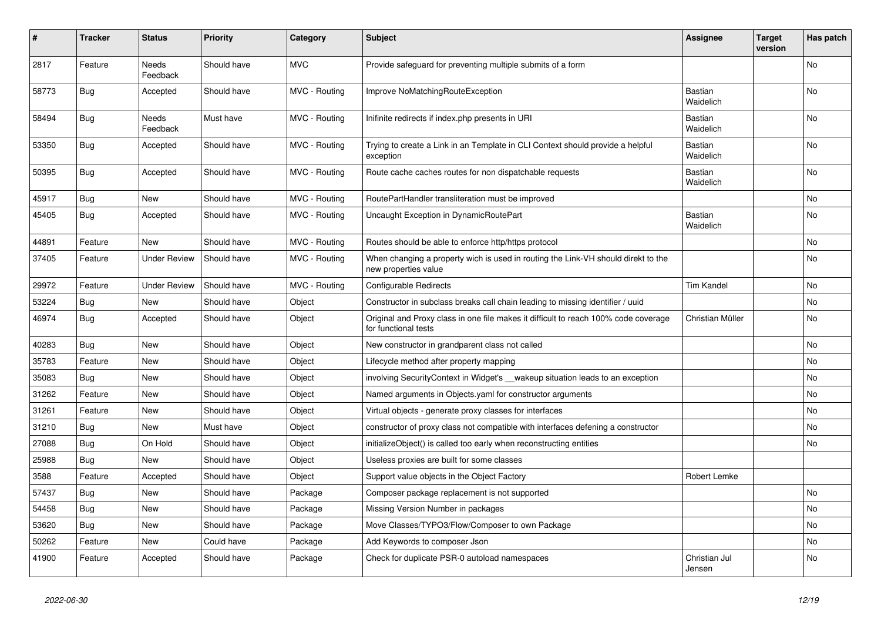| # | Tracker | Status | Priority | Category | Subject | Assignee | Target version | Has patch |
|---|---|---|---|---|---|---|---|---|
| 2817 | Feature | Needs Feedback | Should have | MVC | Provide safeguard for preventing multiple submits of a form | | | No |
| 58773 | Bug | Accepted | Should have | MVC - Routing | Improve NoMatchingRouteException | Bastian Waidelich | | No |
| 58494 | Bug | Needs Feedback | Must have | MVC - Routing | Inifinite redirects if index.php presents in URI | Bastian Waidelich | | No |
| 53350 | Bug | Accepted | Should have | MVC - Routing | Trying to create a Link in an Template in CLI Context should provide a helpful exception | Bastian Waidelich | | No |
| 50395 | Bug | Accepted | Should have | MVC - Routing | Route cache caches routes for non dispatchable requests | Bastian Waidelich | | No |
| 45917 | Bug | New | Should have | MVC - Routing | RoutePartHandler transliteration must be improved | | | No |
| 45405 | Bug | Accepted | Should have | MVC - Routing | Uncaught Exception in DynamicRoutePart | Bastian Waidelich | | No |
| 44891 | Feature | New | Should have | MVC - Routing | Routes should be able to enforce http/https protocol | | | No |
| 37405 | Feature | Under Review | Should have | MVC - Routing | When changing a property wich is used in routing the Link-VH should direkt to the new properties value | | | No |
| 29972 | Feature | Under Review | Should have | MVC - Routing | Configurable Redirects | Tim Kandel | | No |
| 53224 | Bug | New | Should have | Object | Constructor in subclass breaks call chain leading to missing identifier / uuid | | | No |
| 46974 | Bug | Accepted | Should have | Object | Original and Proxy class in one file makes it difficult to reach 100% code coverage for functional tests | Christian Müller | | No |
| 40283 | Bug | New | Should have | Object | New constructor in grandparent class not called | | | No |
| 35783 | Feature | New | Should have | Object | Lifecycle method after property mapping | | | No |
| 35083 | Bug | New | Should have | Object | involving SecurityContext in Widget's __wakeup situation leads to an exception | | | No |
| 31262 | Feature | New | Should have | Object | Named arguments in Objects.yaml for constructor arguments | | | No |
| 31261 | Feature | New | Should have | Object | Virtual objects - generate proxy classes for interfaces | | | No |
| 31210 | Bug | New | Must have | Object | constructor of proxy class not compatible with interfaces defening a constructor | | | No |
| 27088 | Bug | On Hold | Should have | Object | initializeObject() is called too early when reconstructing entities | | | No |
| 25988 | Bug | New | Should have | Object | Useless proxies are built for some classes | | | |
| 3588 | Feature | Accepted | Should have | Object | Support value objects in the Object Factory | Robert Lemke | | |
| 57437 | Bug | New | Should have | Package | Composer package replacement is not supported | | | No |
| 54458 | Bug | New | Should have | Package | Missing Version Number in packages | | | No |
| 53620 | Bug | New | Should have | Package | Move Classes/TYPO3/Flow/Composer to own Package | | | No |
| 50262 | Feature | New | Could have | Package | Add Keywords to composer Json | | | No |
| 41900 | Feature | Accepted | Should have | Package | Check for duplicate PSR-0 autoload namespaces | Christian Jul Jensen | | No |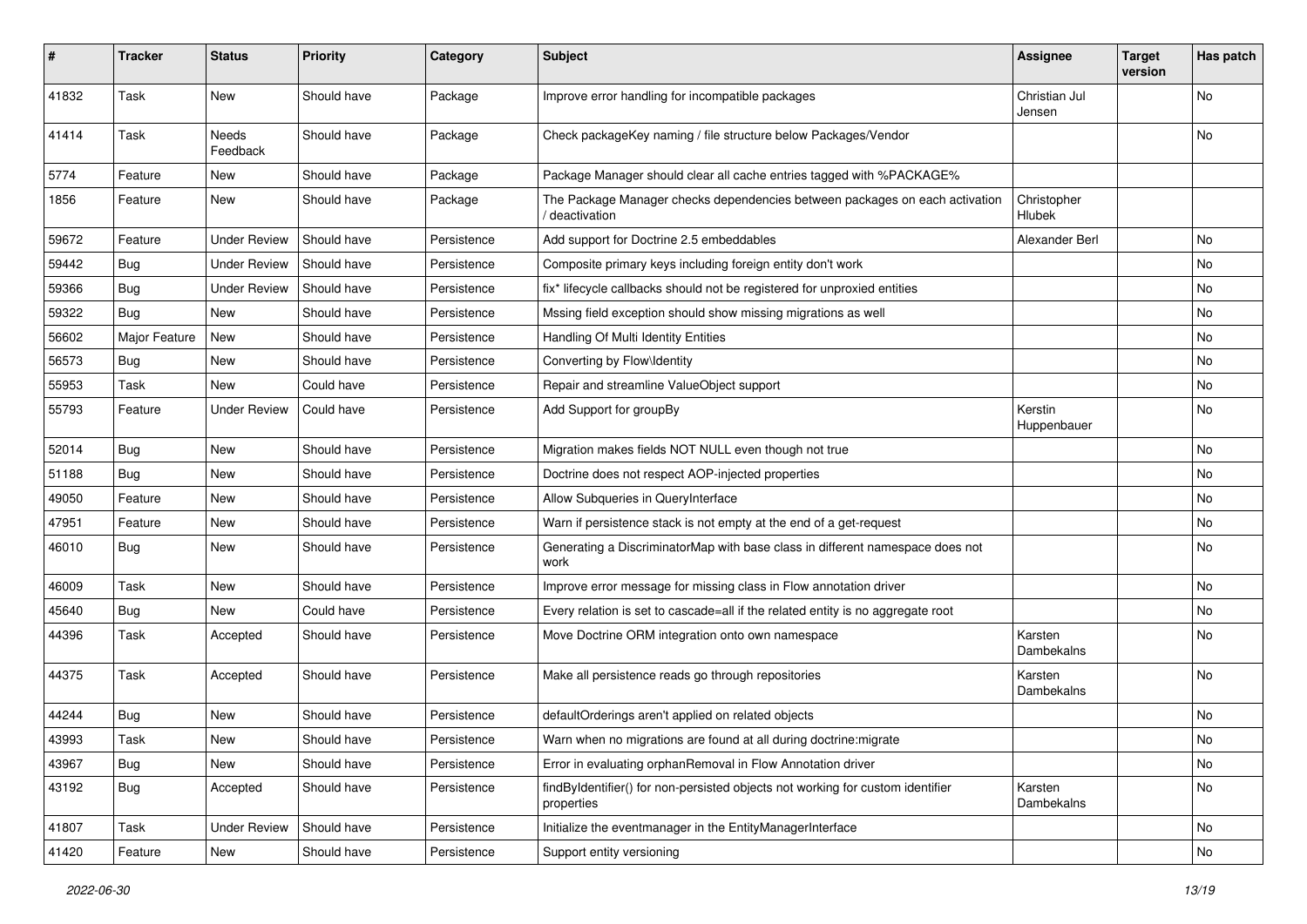| # | Tracker | Status | Priority | Category | Subject | Assignee | Target version | Has patch |
|---|---|---|---|---|---|---|---|---|
| 41832 | Task | New | Should have | Package | Improve error handling for incompatible packages | Christian Jul Jensen | | No |
| 41414 | Task | Needs Feedback | Should have | Package | Check packageKey naming / file structure below Packages/Vendor | | | No |
| 5774 | Feature | New | Should have | Package | Package Manager should clear all cache entries tagged with %PACKAGE% | | | |
| 1856 | Feature | New | Should have | Package | The Package Manager checks dependencies between packages on each activation / deactivation | Christopher Hlubek | | |
| 59672 | Feature | Under Review | Should have | Persistence | Add support for Doctrine 2.5 embeddables | Alexander Berl | | No |
| 59442 | Bug | Under Review | Should have | Persistence | Composite primary keys including foreign entity don't work | | | No |
| 59366 | Bug | Under Review | Should have | Persistence | fix* lifecycle callbacks should not be registered for unproxied entities | | | No |
| 59322 | Bug | New | Should have | Persistence | Mssing field exception should show missing migrations as well | | | No |
| 56602 | Major Feature | New | Should have | Persistence | Handling Of Multi Identity Entities | | | No |
| 56573 | Bug | New | Should have | Persistence | Converting by Flow\Identity | | | No |
| 55953 | Task | New | Could have | Persistence | Repair and streamline ValueObject support | | | No |
| 55793 | Feature | Under Review | Could have | Persistence | Add Support for groupBy | Kerstin Huppenbauer | | No |
| 52014 | Bug | New | Should have | Persistence | Migration makes fields NOT NULL even though not true | | | No |
| 51188 | Bug | New | Should have | Persistence | Doctrine does not respect AOP-injected properties | | | No |
| 49050 | Feature | New | Should have | Persistence | Allow Subqueries in QueryInterface | | | No |
| 47951 | Feature | New | Should have | Persistence | Warn if persistence stack is not empty at the end of a get-request | | | No |
| 46010 | Bug | New | Should have | Persistence | Generating a DiscriminatorMap with base class in different namespace does not work | | | No |
| 46009 | Task | New | Should have | Persistence | Improve error message for missing class in Flow annotation driver | | | No |
| 45640 | Bug | New | Could have | Persistence | Every relation is set to cascade=all if the related entity is no aggregate root | | | No |
| 44396 | Task | Accepted | Should have | Persistence | Move Doctrine ORM integration onto own namespace | Karsten Dambekalns | | No |
| 44375 | Task | Accepted | Should have | Persistence | Make all persistence reads go through repositories | Karsten Dambekalns | | No |
| 44244 | Bug | New | Should have | Persistence | defaultOrderings aren't applied on related objects | | | No |
| 43993 | Task | New | Should have | Persistence | Warn when no migrations are found at all during doctrine:migrate | | | No |
| 43967 | Bug | New | Should have | Persistence | Error in evaluating orphanRemoval in Flow Annotation driver | | | No |
| 43192 | Bug | Accepted | Should have | Persistence | findByIdentifier() for non-persisted objects not working for custom identifier properties | Karsten Dambekalns | | No |
| 41807 | Task | Under Review | Should have | Persistence | Initialize the eventmanager in the EntityManagerInterface | | | No |
| 41420 | Feature | New | Should have | Persistence | Support entity versioning | | | No |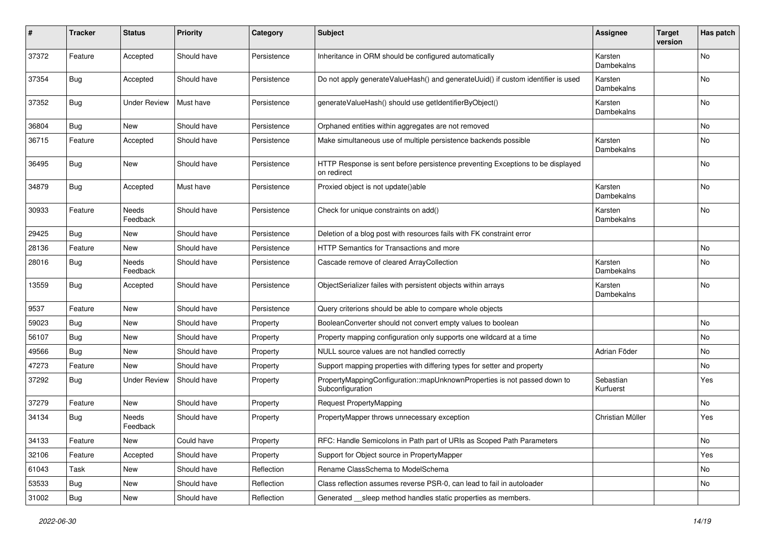| # | Tracker | Status | Priority | Category | Subject | Assignee | Target version | Has patch |
|---|---|---|---|---|---|---|---|---|
| 37372 | Feature | Accepted | Should have | Persistence | Inheritance in ORM should be configured automatically | Karsten Dambekalns | | No |
| 37354 | Bug | Accepted | Should have | Persistence | Do not apply generateValueHash() and generateUuid() if custom identifier is used | Karsten Dambekalns | | No |
| 37352 | Bug | Under Review | Must have | Persistence | generateValueHash() should use getIdentifierByObject() | Karsten Dambekalns | | No |
| 36804 | Bug | New | Should have | Persistence | Orphaned entities within aggregates are not removed | | | No |
| 36715 | Feature | Accepted | Should have | Persistence | Make simultaneous use of multiple persistence backends possible | Karsten Dambekalns | | No |
| 36495 | Bug | New | Should have | Persistence | HTTP Response is sent before persistence preventing Exceptions to be displayed on redirect | | | No |
| 34879 | Bug | Accepted | Must have | Persistence | Proxied object is not update()able | Karsten Dambekalns | | No |
| 30933 | Feature | Needs Feedback | Should have | Persistence | Check for unique constraints on add() | Karsten Dambekalns | | No |
| 29425 | Bug | New | Should have | Persistence | Deletion of a blog post with resources fails with FK constraint error | | | |
| 28136 | Feature | New | Should have | Persistence | HTTP Semantics for Transactions and more | | | No |
| 28016 | Bug | Needs Feedback | Should have | Persistence | Cascade remove of cleared ArrayCollection | Karsten Dambekalns | | No |
| 13559 | Bug | Accepted | Should have | Persistence | ObjectSerializer failes with persistent objects within arrays | Karsten Dambekalns | | No |
| 9537 | Feature | New | Should have | Persistence | Query criterions should be able to compare whole objects | | | |
| 59023 | Bug | New | Should have | Property | BooleanConverter should not convert empty values to boolean | | | No |
| 56107 | Bug | New | Should have | Property | Property mapping configuration only supports one wildcard at a time | | | No |
| 49566 | Bug | New | Should have | Property | NULL source values are not handled correctly | Adrian Föder | | No |
| 47273 | Feature | New | Should have | Property | Support mapping properties with differing types for setter and property | | | No |
| 37292 | Bug | Under Review | Should have | Property | PropertyMappingConfiguration::mapUnknownProperties is not passed down to Subconfiguration | Sebastian Kurfuerst | | Yes |
| 37279 | Feature | New | Should have | Property | Request PropertyMapping | | | No |
| 34134 | Bug | Needs Feedback | Should have | Property | PropertyMapper throws unnecessary exception | Christian Müller | | Yes |
| 34133 | Feature | New | Could have | Property | RFC: Handle Semicolons in Path part of URIs as Scoped Path Parameters | | | No |
| 32106 | Feature | Accepted | Should have | Property | Support for Object source in PropertyMapper | | | Yes |
| 61043 | Task | New | Should have | Reflection | Rename ClassSchema to ModelSchema | | | No |
| 53533 | Bug | New | Should have | Reflection | Class reflection assumes reverse PSR-0, can lead to fail in autoloader | | | No |
| 31002 | Bug | New | Should have | Reflection | Generated __sleep method handles static properties as members. | | | |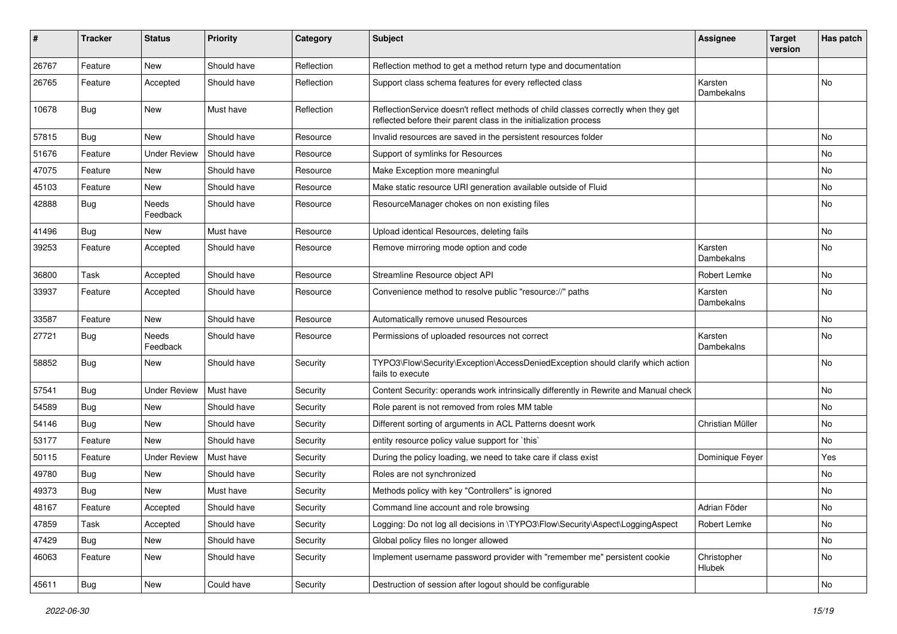| # | Tracker | Status | Priority | Category | Subject | Assignee | Target version | Has patch |
|---|---|---|---|---|---|---|---|---|
| 26767 | Feature | New | Should have | Reflection | Reflection method to get a method return type and documentation | | | |
| 26765 | Feature | Accepted | Should have | Reflection | Support class schema features for every reflected class | Karsten Dambekalns | | No |
| 10678 | Bug | New | Must have | Reflection | ReflectionService doesn't reflect methods of child classes correctly when they get reflected before their parent class in the initialization process | | | |
| 57815 | Bug | New | Should have | Resource | Invalid resources are saved in the persistent resources folder | | | No |
| 51676 | Feature | Under Review | Should have | Resource | Support of symlinks for Resources | | | No |
| 47075 | Feature | New | Should have | Resource | Make Exception more meaningful | | | No |
| 45103 | Feature | New | Should have | Resource | Make static resource URI generation available outside of Fluid | | | No |
| 42888 | Bug | Needs Feedback | Should have | Resource | ResourceManager chokes on non existing files | | | No |
| 41496 | Bug | New | Must have | Resource | Upload identical Resources, deleting fails | | | No |
| 39253 | Feature | Accepted | Should have | Resource | Remove mirroring mode option and code | Karsten Dambekalns | | No |
| 36800 | Task | Accepted | Should have | Resource | Streamline Resource object API | Robert Lemke | | No |
| 33937 | Feature | Accepted | Should have | Resource | Convenience method to resolve public "resource://" paths | Karsten Dambekalns | | No |
| 33587 | Feature | New | Should have | Resource | Automatically remove unused Resources | | | No |
| 27721 | Bug | Needs Feedback | Should have | Resource | Permissions of uploaded resources not correct | Karsten Dambekalns | | No |
| 58852 | Bug | New | Should have | Security | TYPO3\Flow\Security\Exception\AccessDeniedException should clarify which action fails to execute | | | No |
| 57541 | Bug | Under Review | Must have | Security | Content Security: operands work intrinsically differently in Rewrite and Manual check | | | No |
| 54589 | Bug | New | Should have | Security | Role parent is not removed from roles MM table | | | No |
| 54146 | Bug | New | Should have | Security | Different sorting of arguments in ACL Patterns doesnt work | Christian Müller | | No |
| 53177 | Feature | New | Should have | Security | entity resource policy value support for `this` | | | No |
| 50115 | Feature | Under Review | Must have | Security | During the policy loading, we need to take care if class exist | Dominique Feyer | | Yes |
| 49780 | Bug | New | Should have | Security | Roles are not synchronized | | | No |
| 49373 | Bug | New | Must have | Security | Methods policy with key "Controllers" is ignored | | | No |
| 48167 | Feature | Accepted | Should have | Security | Command line account and role browsing | Adrian Föder | | No |
| 47859 | Task | Accepted | Should have | Security | Logging: Do not log all decisions in \TYPO3\Flow\Security\Aspect\LoggingAspect | Robert Lemke | | No |
| 47429 | Bug | New | Should have | Security | Global policy files no longer allowed | | | No |
| 46063 | Feature | New | Should have | Security | Implement username password provider with "remember me" persistent cookie | Christopher Hlubek | | No |
| 45611 | Bug | New | Could have | Security | Destruction of session after logout should be configurable | | | No |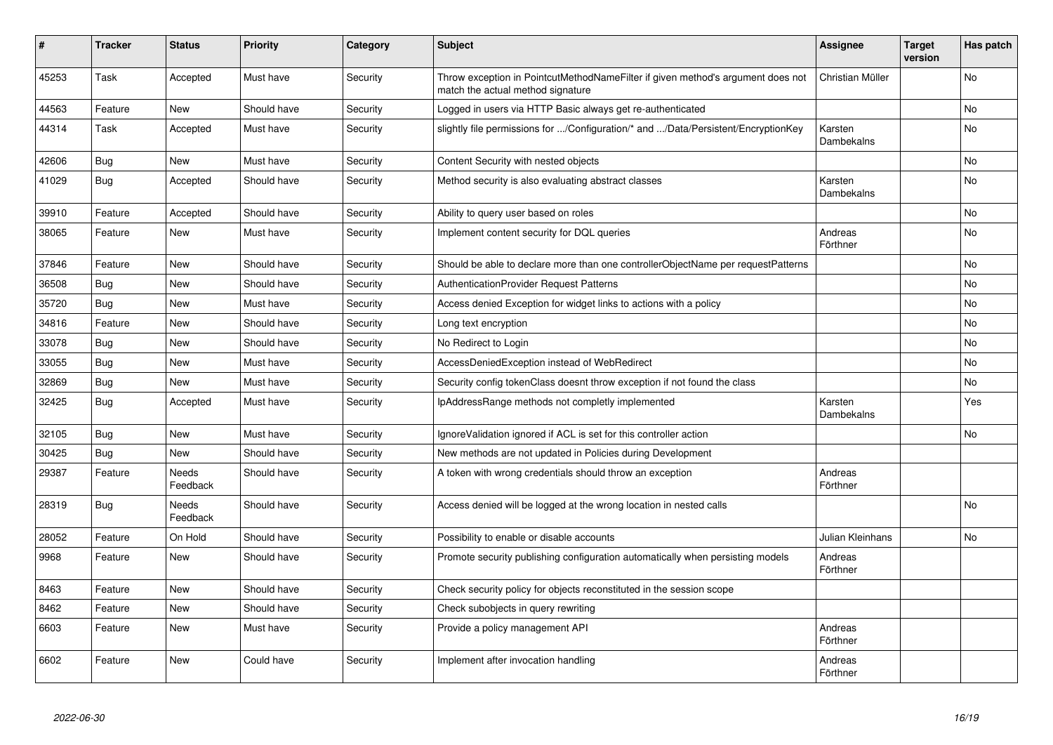| # | Tracker | Status | Priority | Category | Subject | Assignee | Target version | Has patch |
|---|---|---|---|---|---|---|---|---|
| 45253 | Task | Accepted | Must have | Security | Throw exception in PointcutMethodNameFilter if given method's argument does not match the actual method signature | Christian Müller | | No |
| 44563 | Feature | New | Should have | Security | Logged in users via HTTP Basic always get re-authenticated | | | No |
| 44314 | Task | Accepted | Must have | Security | slightly file permissions for .../Configuration/* and .../Data/Persistent/EncryptionKey | Karsten Dambekalns | | No |
| 42606 | Bug | New | Must have | Security | Content Security with nested objects | | | No |
| 41029 | Bug | Accepted | Should have | Security | Method security is also evaluating abstract classes | Karsten Dambekalns | | No |
| 39910 | Feature | Accepted | Should have | Security | Ability to query user based on roles | | | No |
| 38065 | Feature | New | Must have | Security | Implement content security for DQL queries | Andreas Förthner | | No |
| 37846 | Feature | New | Should have | Security | Should be able to declare more than one controllerObjectName per requestPatterns | | | No |
| 36508 | Bug | New | Should have | Security | AuthenticationProvider Request Patterns | | | No |
| 35720 | Bug | New | Must have | Security | Access denied Exception for widget links to actions with a policy | | | No |
| 34816 | Feature | New | Should have | Security | Long text encryption | | | No |
| 33078 | Bug | New | Should have | Security | No Redirect to Login | | | No |
| 33055 | Bug | New | Must have | Security | AccessDeniedException instead of WebRedirect | | | No |
| 32869 | Bug | New | Must have | Security | Security config tokenClass doesnt throw exception if not found the class | | | No |
| 32425 | Bug | Accepted | Must have | Security | IpAddressRange methods not completly implemented | Karsten Dambekalns | | Yes |
| 32105 | Bug | New | Must have | Security | IgnoreValidation ignored if ACL is set for this controller action | | | No |
| 30425 | Bug | New | Should have | Security | New methods are not updated in Policies during Development | | | |
| 29387 | Feature | Needs Feedback | Should have | Security | A token with wrong credentials should throw an exception | Andreas Förthner | | |
| 28319 | Bug | Needs Feedback | Should have | Security | Access denied will be logged at the wrong location in nested calls | | | No |
| 28052 | Feature | On Hold | Should have | Security | Possibility to enable or disable accounts | Julian Kleinhans | | No |
| 9968 | Feature | New | Should have | Security | Promote security publishing configuration automatically when persisting models | Andreas Förthner | | |
| 8463 | Feature | New | Should have | Security | Check security policy for objects reconstituted in the session scope | | | |
| 8462 | Feature | New | Should have | Security | Check subobjects in query rewriting | | | |
| 6603 | Feature | New | Must have | Security | Provide a policy management API | Andreas Förthner | | |
| 6602 | Feature | New | Could have | Security | Implement after invocation handling | Andreas Förthner | | |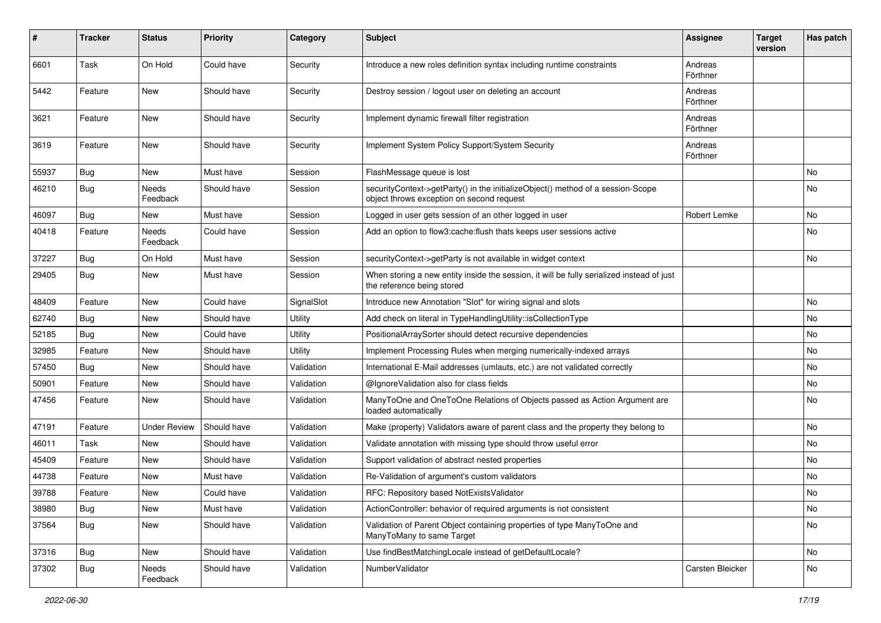| # | Tracker | Status | Priority | Category | Subject | Assignee | Target version | Has patch |
|---|---|---|---|---|---|---|---|---|
| 6601 | Task | On Hold | Could have | Security | Introduce a new roles definition syntax including runtime constraints | Andreas Förthner | | |
| 5442 | Feature | New | Should have | Security | Destroy session / logout user on deleting an account | Andreas Förthner | | |
| 3621 | Feature | New | Should have | Security | Implement dynamic firewall filter registration | Andreas Förthner | | |
| 3619 | Feature | New | Should have | Security | Implement System Policy Support/System Security | Andreas Förthner | | |
| 55937 | Bug | New | Must have | Session | FlashMessage queue is lost | | | No |
| 46210 | Bug | Needs Feedback | Should have | Session | securityContext->getParty() in the initializeObject() method of a session-Scope object throws exception on second request | | | No |
| 46097 | Bug | New | Must have | Session | Logged in user gets session of an other logged in user | Robert Lemke | | No |
| 40418 | Feature | Needs Feedback | Could have | Session | Add an option to flow3:cache:flush thats keeps user sessions active | | | No |
| 37227 | Bug | On Hold | Must have | Session | securityContext->getParty is not available in widget context | | | No |
| 29405 | Bug | New | Must have | Session | When storing a new entity inside the session, it will be fully serialized instead of just the reference being stored | | | |
| 48409 | Feature | New | Could have | SignalSlot | Introduce new Annotation "Slot" for wiring signal and slots | | | No |
| 62740 | Bug | New | Should have | Utility | Add check on literal in TypeHandlingUtility::isCollectionType | | | No |
| 52185 | Bug | New | Could have | Utility | PositionalArraySorter should detect recursive dependencies | | | No |
| 32985 | Feature | New | Should have | Utility | Implement Processing Rules when merging numerically-indexed arrays | | | No |
| 57450 | Bug | New | Should have | Validation | International E-Mail addresses (umlauts, etc.) are not validated correctly | | | No |
| 50901 | Feature | New | Should have | Validation | @IgnoreValidation also for class fields | | | No |
| 47456 | Feature | New | Should have | Validation | ManyToOne and OneToOne Relations of Objects passed as Action Argument are loaded automatically | | | No |
| 47191 | Feature | Under Review | Should have | Validation | Make (property) Validators aware of parent class and the property they belong to | | | No |
| 46011 | Task | New | Should have | Validation | Validate annotation with missing type should throw useful error | | | No |
| 45409 | Feature | New | Should have | Validation | Support validation of abstract nested properties | | | No |
| 44738 | Feature | New | Must have | Validation | Re-Validation of argument's custom validators | | | No |
| 39788 | Feature | New | Could have | Validation | RFC: Repository based NotExistsValidator | | | No |
| 38980 | Bug | New | Must have | Validation | ActionController: behavior of required arguments is not consistent | | | No |
| 37564 | Bug | New | Should have | Validation | Validation of Parent Object containing properties of type ManyToOne and ManyToMany to same Target | | | No |
| 37316 | Bug | New | Should have | Validation | Use findBestMatchingLocale instead of getDefaultLocale? | | | No |
| 37302 | Bug | Needs Feedback | Should have | Validation | NumberValidator | Carsten Bleicker | | No |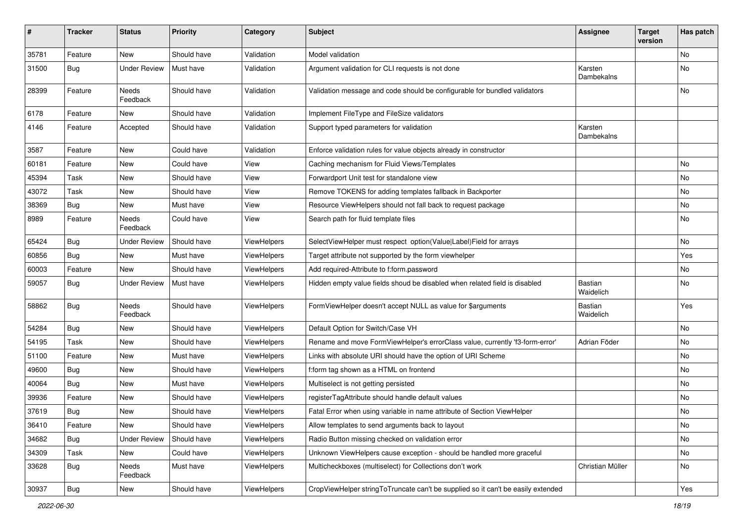| # | Tracker | Status | Priority | Category | Subject | Assignee | Target version | Has patch |
|---|---|---|---|---|---|---|---|---|
| 35781 | Feature | New | Should have | Validation | Model validation | | | No |
| 31500 | Bug | Under Review | Must have | Validation | Argument validation for CLI requests is not done | Karsten Dambekalns | | No |
| 28399 | Feature | Needs Feedback | Should have | Validation | Validation message and code should be configurable for bundled validators | | | No |
| 6178 | Feature | New | Should have | Validation | Implement FileType and FileSize validators | | | |
| 4146 | Feature | Accepted | Should have | Validation | Support typed parameters for validation | Karsten Dambekalns | | |
| 3587 | Feature | New | Could have | Validation | Enforce validation rules for value objects already in constructor | | | |
| 60181 | Feature | New | Could have | View | Caching mechanism for Fluid Views/Templates | | | No |
| 45394 | Task | New | Should have | View | Forwardport Unit test for standalone view | | | No |
| 43072 | Task | New | Should have | View | Remove TOKENS for adding templates fallback in Backporter | | | No |
| 38369 | Bug | New | Must have | View | Resource ViewHelpers should not fall back to request package | | | No |
| 8989 | Feature | Needs Feedback | Could have | View | Search path for fluid template files | | | No |
| 65424 | Bug | Under Review | Should have | ViewHelpers | SelectViewHelper must respect option(Value\|Label)Field for arrays | | | No |
| 60856 | Bug | New | Must have | ViewHelpers | Target attribute not supported by the form viewhelper | | | Yes |
| 60003 | Feature | New | Should have | ViewHelpers | Add required-Attribute to f:form.password | | | No |
| 59057 | Bug | Under Review | Must have | ViewHelpers | Hidden empty value fields shoud be disabled when related field is disabled | Bastian Waidelich | | No |
| 58862 | Bug | Needs Feedback | Should have | ViewHelpers | FormViewHelper doesn't accept NULL as value for $arguments | Bastian Waidelich | | Yes |
| 54284 | Bug | New | Should have | ViewHelpers | Default Option for Switch/Case VH | | | No |
| 54195 | Task | New | Should have | ViewHelpers | Rename and move FormViewHelper's errorClass value, currently 'f3-form-error' | Adrian Föder | | No |
| 51100 | Feature | New | Must have | ViewHelpers | Links with absolute URI should have the option of URI Scheme | | | No |
| 49600 | Bug | New | Should have | ViewHelpers | f:form tag shown as a HTML on frontend | | | No |
| 40064 | Bug | New | Must have | ViewHelpers | Multiselect is not getting persisted | | | No |
| 39936 | Feature | New | Should have | ViewHelpers | registerTagAttribute should handle default values | | | No |
| 37619 | Bug | New | Should have | ViewHelpers | Fatal Error when using variable in name attribute of Section ViewHelper | | | No |
| 36410 | Feature | New | Should have | ViewHelpers | Allow templates to send arguments back to layout | | | No |
| 34682 | Bug | Under Review | Should have | ViewHelpers | Radio Button missing checked on validation error | | | No |
| 34309 | Task | New | Could have | ViewHelpers | Unknown ViewHelpers cause exception - should be handled more graceful | | | No |
| 33628 | Bug | Needs Feedback | Must have | ViewHelpers | Multicheckboxes (multiselect) for Collections don't work | Christian Müller | | No |
| 30937 | Bug | New | Should have | ViewHelpers | CropViewHelper stringToTruncate can't be supplied so it can't be easily extended | | | Yes |

*2022-06-30*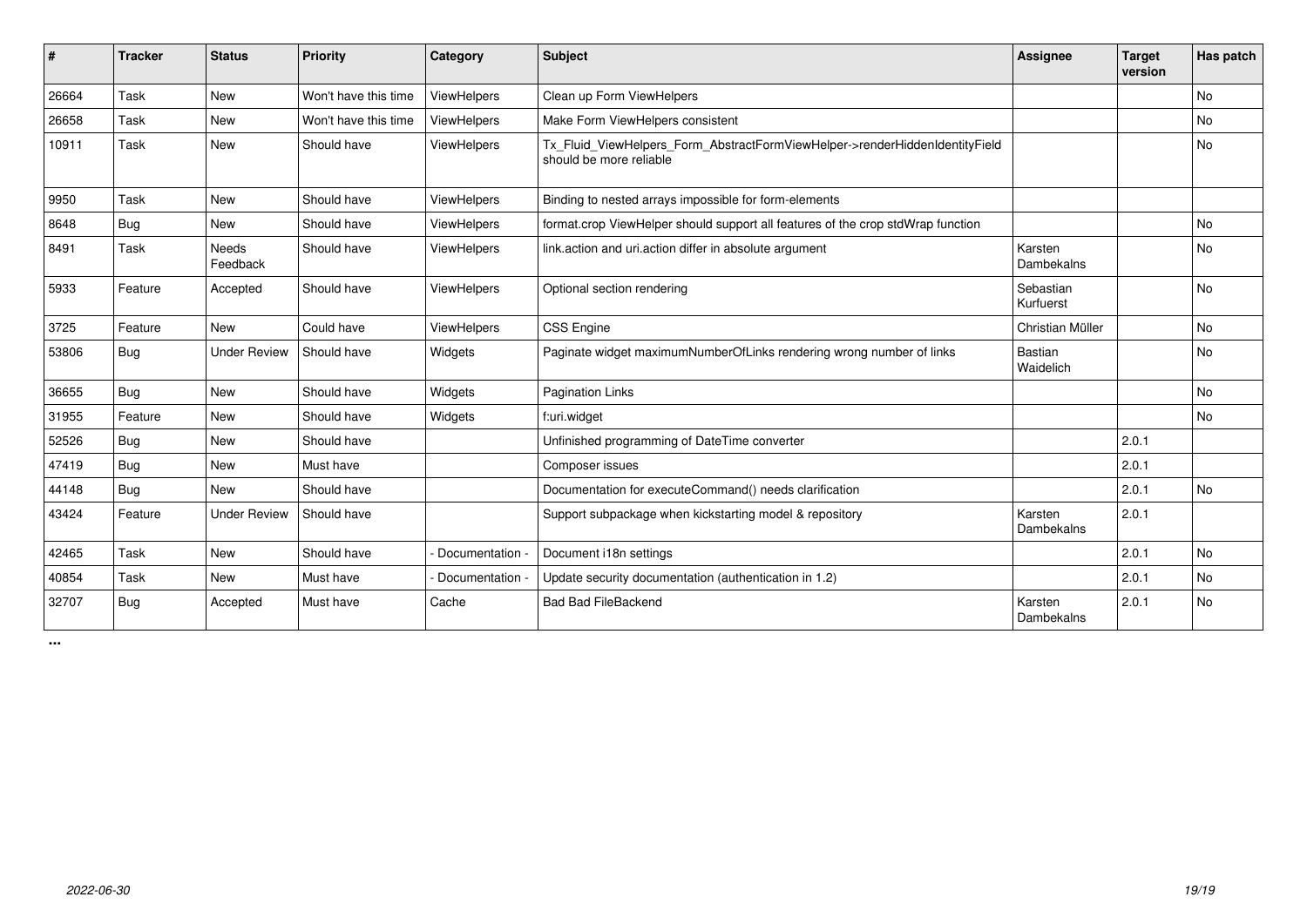| # | Tracker | Status | Priority | Category | Subject | Assignee | Target version | Has patch |
|---|---|---|---|---|---|---|---|---|
| 26664 | Task | New | Won't have this time | ViewHelpers | Clean up Form ViewHelpers | | | No |
| 26658 | Task | New | Won't have this time | ViewHelpers | Make Form ViewHelpers consistent | | | No |
| 10911 | Task | New | Should have | ViewHelpers | Tx_Fluid_ViewHelpers_Form_AbstractFormViewHelper->renderHiddenIdentityField should be more reliable | | | No |
| 9950 | Task | New | Should have | ViewHelpers | Binding to nested arrays impossible for form-elements | | | |
| 8648 | Bug | New | Should have | ViewHelpers | format.crop ViewHelper should support all features of the crop stdWrap function | | | No |
| 8491 | Task | Needs Feedback | Should have | ViewHelpers | link.action and uri.action differ in absolute argument | Karsten Dambekalns | | No |
| 5933 | Feature | Accepted | Should have | ViewHelpers | Optional section rendering | Sebastian Kurfuerst | | No |
| 3725 | Feature | New | Could have | ViewHelpers | CSS Engine | Christian Müller | | No |
| 53806 | Bug | Under Review | Should have | Widgets | Paginate widget maximumNumberOfLinks rendering wrong number of links | Bastian Waidelich | | No |
| 36655 | Bug | New | Should have | Widgets | Pagination Links | | | No |
| 31955 | Feature | New | Should have | Widgets | f:uri.widget | | | No |
| 52526 | Bug | New | Should have | | Unfinished programming of DateTime converter | | 2.0.1 | |
| 47419 | Bug | New | Must have | | Composer issues | | 2.0.1 | |
| 44148 | Bug | New | Should have | | Documentation for executeCommand() needs clarification | | 2.0.1 | No |
| 43424 | Feature | Under Review | Should have | | Support subpackage when kickstarting model & repository | Karsten Dambekalns | 2.0.1 | |
| 42465 | Task | New | Should have | - Documentation - | Document i18n settings | | 2.0.1 | No |
| 40854 | Task | New | Must have | - Documentation - | Update security documentation (authentication in 1.2) | | 2.0.1 | No |
| 32707 | Bug | Accepted | Must have | Cache | Bad Bad FileBackend | Karsten Dambekalns | 2.0.1 | No |

...